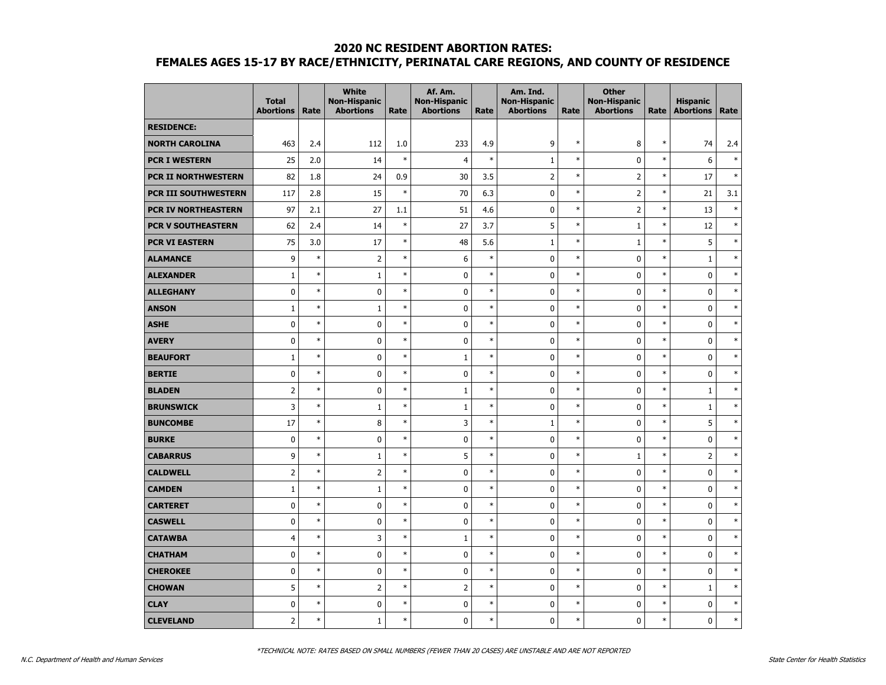# 2020 NC RESIDENT ABORTION RATES:
## FEMALES AGES 15-17 BY RACE/ETHNICITY, PERINATAL CARE REGIONS, AND COUNTY OF RESIDENCE

| | Total Abortions | Rate | White Non-Hispanic Abortions | Rate | Af. Am. Non-Hispanic Abortions | Rate | Am. Ind. Non-Hispanic Abortions | Rate | Other Non-Hispanic Abortions | Rate | Hispanic Abortions | Rate |
|---|---|---|---|---|---|---|---|---|---|---|---|---|
| **RESIDENCE:** | | | | | | | | | | | | |
| **NORTH CAROLINA** | 463 | 2.4 | 112 | 1.0 | 233 | 4.9 | 9 | * | 8 | * | 74 | 2.4 |
| **PCR I WESTERN** | 25 | 2.0 | 14 | * | 4 | * | 1 | * | 0 | * | 6 | * |
| **PCR II NORTHWESTERN** | 82 | 1.8 | 24 | 0.9 | 30 | 3.5 | 2 | * | 2 | * | 17 | * |
| **PCR III SOUTHWESTERN** | 117 | 2.8 | 15 | * | 70 | 6.3 | 0 | * | 2 | * | 21 | 3.1 |
| **PCR IV NORTHEASTERN** | 97 | 2.1 | 27 | 1.1 | 51 | 4.6 | 0 | * | 2 | * | 13 | * |
| **PCR V SOUTHEASTERN** | 62 | 2.4 | 14 | * | 27 | 3.7 | 5 | * | 1 | * | 12 | * |
| **PCR VI EASTERN** | 75 | 3.0 | 17 | * | 48 | 5.6 | 1 | * | 1 | * | 5 | * |
| **ALAMANCE** | 9 | * | 2 | * | 6 | * | 0 | * | 0 | * | 1 | * |
| **ALEXANDER** | 1 | * | 1 | * | 0 | * | 0 | * | 0 | * | 0 | * |
| **ALLEGHANY** | 0 | * | 0 | * | 0 | * | 0 | * | 0 | * | 0 | * |
| **ANSON** | 1 | * | 1 | * | 0 | * | 0 | * | 0 | * | 0 | * |
| **ASHE** | 0 | * | 0 | * | 0 | * | 0 | * | 0 | * | 0 | * |
| **AVERY** | 0 | * | 0 | * | 0 | * | 0 | * | 0 | * | 0 | * |
| **BEAUFORT** | 1 | * | 0 | * | 1 | * | 0 | * | 0 | * | 0 | * |
| **BERTIE** | 0 | * | 0 | * | 0 | * | 0 | * | 0 | * | 0 | * |
| **BLADEN** | 2 | * | 0 | * | 1 | * | 0 | * | 0 | * | 1 | * |
| **BRUNSWICK** | 3 | * | 1 | * | 1 | * | 0 | * | 0 | * | 1 | * |
| **BUNCOMBE** | 17 | * | 8 | * | 3 | * | 1 | * | 0 | * | 5 | * |
| **BURKE** | 0 | * | 0 | * | 0 | * | 0 | * | 0 | * | 0 | * |
| **CABARRUS** | 9 | * | 1 | * | 5 | * | 0 | * | 1 | * | 2 | * |
| **CALDWELL** | 2 | * | 2 | * | 0 | * | 0 | * | 0 | * | 0 | * |
| **CAMDEN** | 1 | * | 1 | * | 0 | * | 0 | * | 0 | * | 0 | * |
| **CARTERET** | 0 | * | 0 | * | 0 | * | 0 | * | 0 | * | 0 | * |
| **CASWELL** | 0 | * | 0 | * | 0 | * | 0 | * | 0 | * | 0 | * |
| **CATAWBA** | 4 | * | 3 | * | 1 | * | 0 | * | 0 | * | 0 | * |
| **CHATHAM** | 0 | * | 0 | * | 0 | * | 0 | * | 0 | * | 0 | * |
| **CHEROKEE** | 0 | * | 0 | * | 0 | * | 0 | * | 0 | * | 0 | * |
| **CHOWAN** | 5 | * | 2 | * | 2 | * | 0 | * | 0 | * | 1 | * |
| **CLAY** | 0 | * | 0 | * | 0 | * | 0 | * | 0 | * | 0 | * |
| **CLEVELAND** | 2 | * | 1 | * | 0 | * | 0 | * | 0 | * | 0 | * |

*TECHNICAL NOTE: RATES BASED ON SMALL NUMBERS (FEWER THAN 20 CASES) ARE UNSTABLE AND ARE NOT REPORTED

N.C. Department of Health and Human Services | State Center for Health Statistics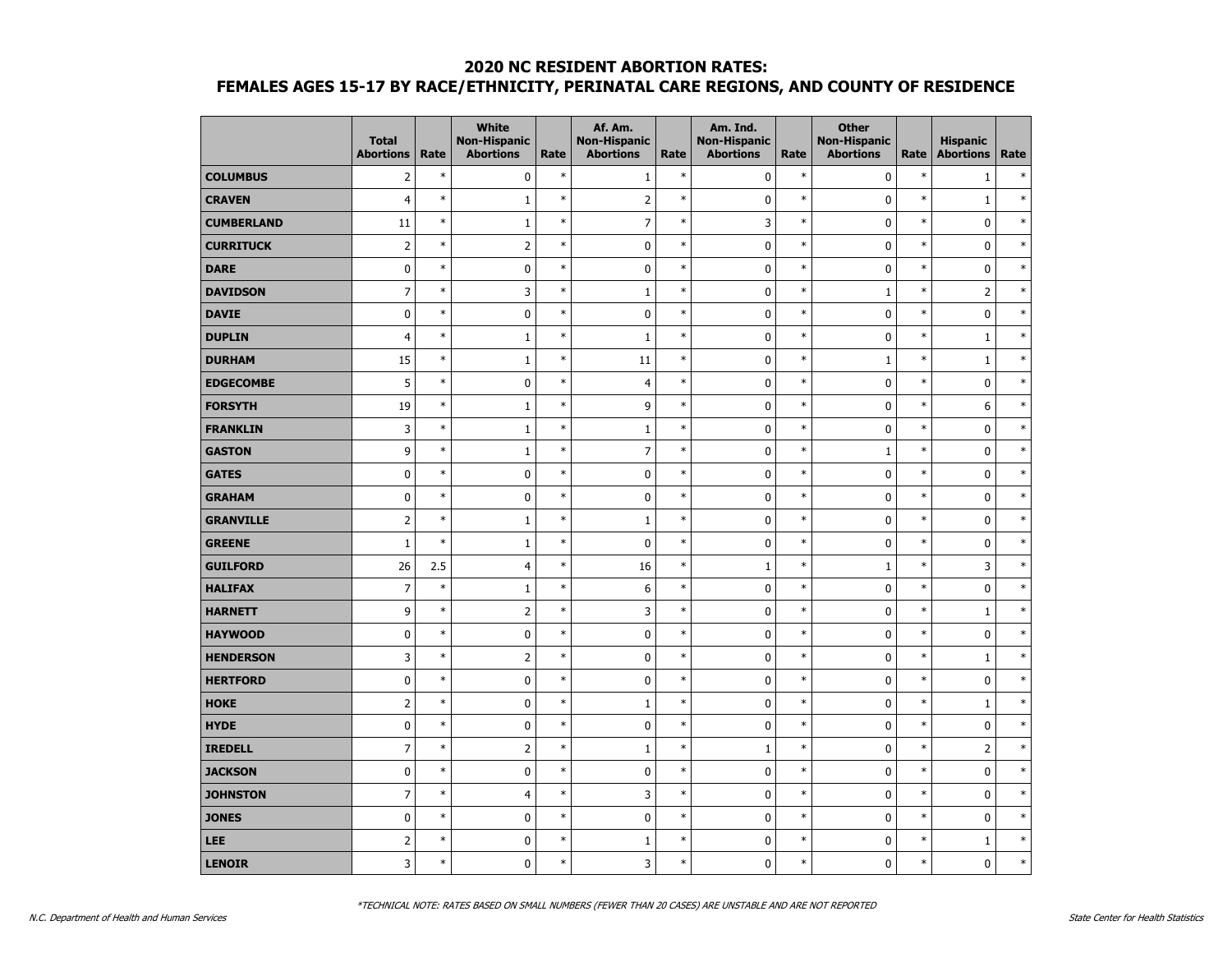## 2020 NC RESIDENT ABORTION RATES:
## FEMALES AGES 15-17 BY RACE/ETHNICITY, PERINATAL CARE REGIONS, AND COUNTY OF RESIDENCE

| | Total Abortions | Rate | White Non-Hispanic Abortions | Rate | Af. Am. Non-Hispanic Abortions | Rate | Am. Ind. Non-Hispanic Abortions | Rate | Other Non-Hispanic Abortions | Rate | Hispanic Abortions | Rate |
|---|---|---|---|---|---|---|---|---|---|---|---|---|
| **COLUMBUS** | 2 | * | 0 | * | 1 | * | 0 | * | 0 | * | 1 | * |
| **CRAVEN** | 4 | * | 1 | * | 2 | * | 0 | * | 0 | * | 1 | * |
| **CUMBERLAND** | 11 | * | 1 | * | 7 | * | 3 | * | 0 | * | 0 | * |
| **CURRITUCK** | 2 | * | 2 | * | 0 | * | 0 | * | 0 | * | 0 | * |
| **DARE** | 0 | * | 0 | * | 0 | * | 0 | * | 0 | * | 0 | * |
| **DAVIDSON** | 7 | * | 3 | * | 1 | * | 0 | * | 1 | * | 2 | * |
| **DAVIE** | 0 | * | 0 | * | 0 | * | 0 | * | 0 | * | 0 | * |
| **DUPLIN** | 4 | * | 1 | * | 1 | * | 0 | * | 0 | * | 1 | * |
| **DURHAM** | 15 | * | 1 | * | 11 | * | 0 | * | 1 | * | 1 | * |
| **EDGECOMBE** | 5 | * | 0 | * | 4 | * | 0 | * | 0 | * | 0 | * |
| **FORSYTH** | 19 | * | 1 | * | 9 | * | 0 | * | 0 | * | 6 | * |
| **FRANKLIN** | 3 | * | 1 | * | 1 | * | 0 | * | 0 | * | 0 | * |
| **GASTON** | 9 | * | 1 | * | 7 | * | 0 | * | 1 | * | 0 | * |
| **GATES** | 0 | * | 0 | * | 0 | * | 0 | * | 0 | * | 0 | * |
| **GRAHAM** | 0 | * | 0 | * | 0 | * | 0 | * | 0 | * | 0 | * |
| **GRANVILLE** | 2 | * | 1 | * | 1 | * | 0 | * | 0 | * | 0 | * |
| **GREENE** | 1 | * | 1 | * | 0 | * | 0 | * | 0 | * | 0 | * |
| **GUILFORD** | 26 | 2.5 | 4 | * | 16 | * | 1 | * | 1 | * | 3 | * |
| **HALIFAX** | 7 | * | 1 | * | 6 | * | 0 | * | 0 | * | 0 | * |
| **HARNETT** | 9 | * | 2 | * | 3 | * | 0 | * | 0 | * | 1 | * |
| **HAYWOOD** | 0 | * | 0 | * | 0 | * | 0 | * | 0 | * | 0 | * |
| **HENDERSON** | 3 | * | 2 | * | 0 | * | 0 | * | 0 | * | 1 | * |
| **HERTFORD** | 0 | * | 0 | * | 0 | * | 0 | * | 0 | * | 0 | * |
| **HOKE** | 2 | * | 0 | * | 1 | * | 0 | * | 0 | * | 1 | * |
| **HYDE** | 0 | * | 0 | * | 0 | * | 0 | * | 0 | * | 0 | * |
| **IREDELL** | 7 | * | 2 | * | 1 | * | 1 | * | 0 | * | 2 | * |
| **JACKSON** | 0 | * | 0 | * | 0 | * | 0 | * | 0 | * | 0 | * |
| **JOHNSTON** | 7 | * | 4 | * | 3 | * | 0 | * | 0 | * | 0 | * |
| **JONES** | 0 | * | 0 | * | 0 | * | 0 | * | 0 | * | 0 | * |
| **LEE** | 2 | * | 0 | * | 1 | * | 0 | * | 0 | * | 1 | * |
| **LENOIR** | 3 | * | 0 | * | 3 | * | 0 | * | 0 | * | 0 | * |

*TECHNICAL NOTE: RATES BASED ON SMALL NUMBERS (FEWER THAN 20 CASES) ARE UNSTABLE AND ARE NOT REPORTED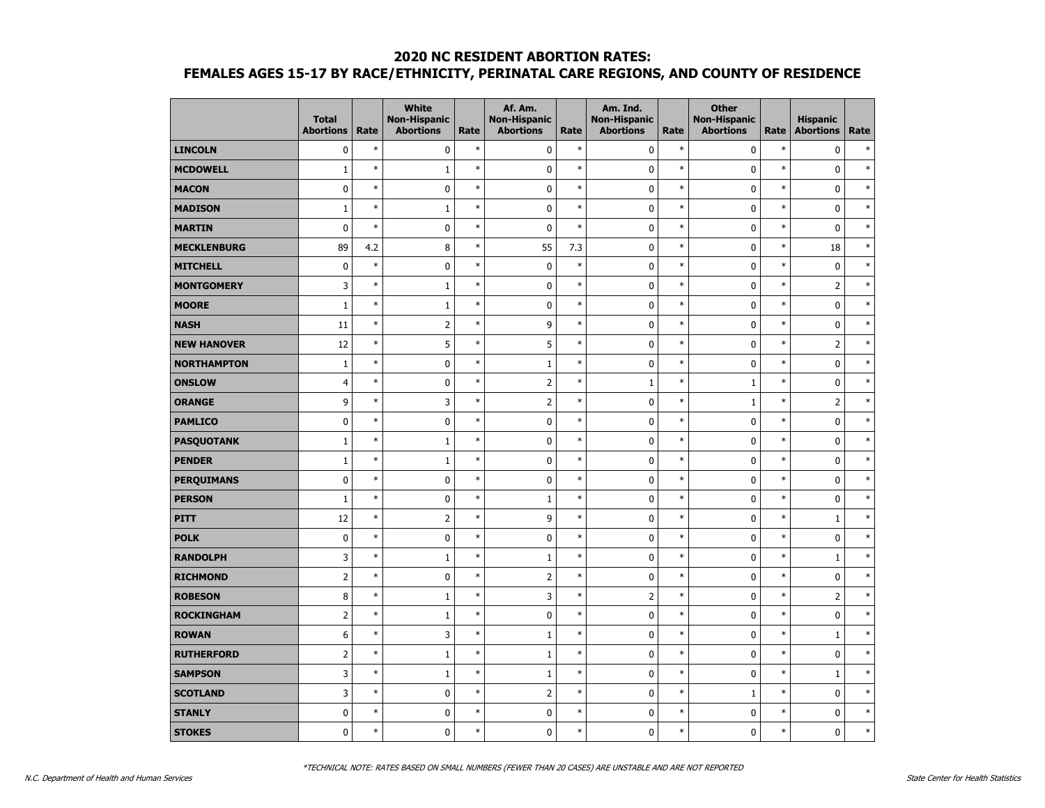## 2020 NC RESIDENT ABORTION RATES:
## FEMALES AGES 15-17 BY RACE/ETHNICITY, PERINATAL CARE REGIONS, AND COUNTY OF RESIDENCE

| | Total Abortions | Rate | White Non-Hispanic Abortions | Rate | Af. Am. Non-Hispanic Abortions | Rate | Am. Ind. Non-Hispanic Abortions | Rate | Other Non-Hispanic Abortions | Rate | Hispanic Abortions | Rate |
|---|---|---|---|---|---|---|---|---|---|---|---|---|
| **LINCOLN** | 0 | * | 0 | * | 0 | * | 0 | * | 0 | * | 0 | * |
| **MCDOWELL** | 1 | * | 1 | * | 0 | * | 0 | * | 0 | * | 0 | * |
| **MACON** | 0 | * | 0 | * | 0 | * | 0 | * | 0 | * | 0 | * |
| **MADISON** | 1 | * | 1 | * | 0 | * | 0 | * | 0 | * | 0 | * |
| **MARTIN** | 0 | * | 0 | * | 0 | * | 0 | * | 0 | * | 0 | * |
| **MECKLENBURG** | 89 | 4.2 | 8 | * | 55 | 7.3 | 0 | * | 0 | * | 18 | * |
| **MITCHELL** | 0 | * | 0 | * | 0 | * | 0 | * | 0 | * | 0 | * |
| **MONTGOMERY** | 3 | * | 1 | * | 0 | * | 0 | * | 0 | * | 2 | * |
| **MOORE** | 1 | * | 1 | * | 0 | * | 0 | * | 0 | * | 0 | * |
| **NASH** | 11 | * | 2 | * | 9 | * | 0 | * | 0 | * | 0 | * |
| **NEW HANOVER** | 12 | * | 5 | * | 5 | * | 0 | * | 0 | * | 2 | * |
| **NORTHAMPTON** | 1 | * | 0 | * | 1 | * | 0 | * | 0 | * | 0 | * |
| **ONSLOW** | 4 | * | 0 | * | 2 | * | 1 | * | 1 | * | 0 | * |
| **ORANGE** | 9 | * | 3 | * | 2 | * | 0 | * | 1 | * | 2 | * |
| **PAMLICO** | 0 | * | 0 | * | 0 | * | 0 | * | 0 | * | 0 | * |
| **PASQUOTANK** | 1 | * | 1 | * | 0 | * | 0 | * | 0 | * | 0 | * |
| **PENDER** | 1 | * | 1 | * | 0 | * | 0 | * | 0 | * | 0 | * |
| **PERQUIMANS** | 0 | * | 0 | * | 0 | * | 0 | * | 0 | * | 0 | * |
| **PERSON** | 1 | * | 0 | * | 1 | * | 0 | * | 0 | * | 0 | * |
| **PITT** | 12 | * | 2 | * | 9 | * | 0 | * | 0 | * | 1 | * |
| **POLK** | 0 | * | 0 | * | 0 | * | 0 | * | 0 | * | 0 | * |
| **RANDOLPH** | 3 | * | 1 | * | 1 | * | 0 | * | 0 | * | 1 | * |
| **RICHMOND** | 2 | * | 0 | * | 2 | * | 0 | * | 0 | * | 0 | * |
| **ROBESON** | 8 | * | 1 | * | 3 | * | 2 | * | 0 | * | 2 | * |
| **ROCKINGHAM** | 2 | * | 1 | * | 0 | * | 0 | * | 0 | * | 0 | * |
| **ROWAN** | 6 | * | 3 | * | 1 | * | 0 | * | 0 | * | 1 | * |
| **RUTHERFORD** | 2 | * | 1 | * | 1 | * | 0 | * | 0 | * | 0 | * |
| **SAMPSON** | 3 | * | 1 | * | 1 | * | 0 | * | 0 | * | 1 | * |
| **SCOTLAND** | 3 | * | 0 | * | 2 | * | 0 | * | 1 | * | 0 | * |
| **STANLY** | 0 | * | 0 | * | 0 | * | 0 | * | 0 | * | 0 | * |
| **STOKES** | 0 | * | 0 | * | 0 | * | 0 | * | 0 | * | 0 | * |

*TECHNICAL NOTE: RATES BASED ON SMALL NUMBERS (FEWER THAN 20 CASES) ARE UNSTABLE AND ARE NOT REPORTED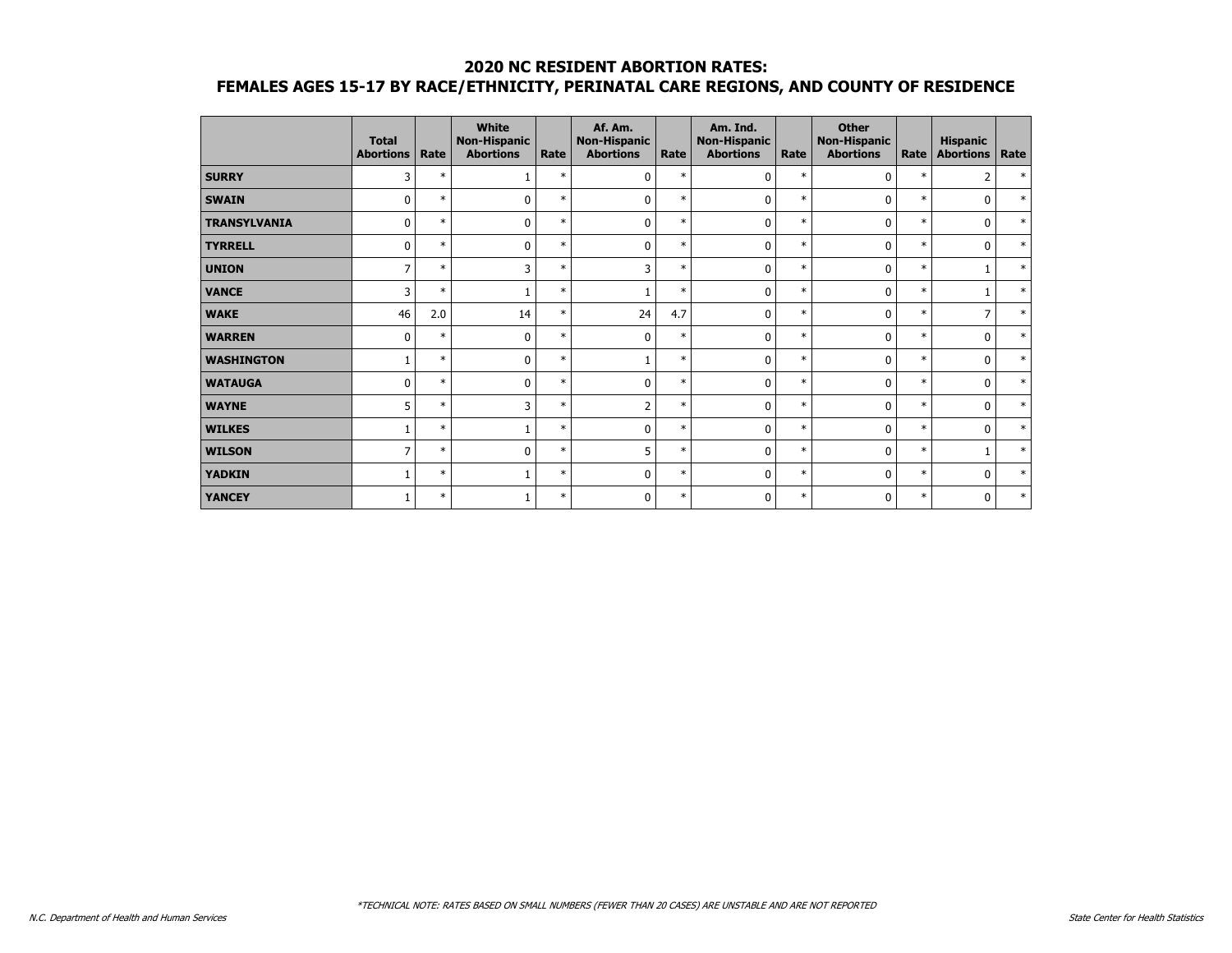## 2020 NC RESIDENT ABORTION RATES:
## FEMALES AGES 15-17 BY RACE/ETHNICITY, PERINATAL CARE REGIONS, AND COUNTY OF RESIDENCE

| | Total Abortions | Rate | White Non-Hispanic Abortions | Rate | Af. Am. Non-Hispanic Abortions | Rate | Am. Ind. Non-Hispanic Abortions | Rate | Other Non-Hispanic Abortions | Rate | Hispanic Abortions | Rate |
|---|---|---|---|---|---|---|---|---|---|---|---|---|
| **SURRY** | 3 | * | 1 | * | 0 | * | 0 | * | 0 | * | 2 | * |
| **SWAIN** | 0 | * | 0 | * | 0 | * | 0 | * | 0 | * | 0 | * |
| **TRANSYLVANIA** | 0 | * | 0 | * | 0 | * | 0 | * | 0 | * | 0 | * |
| **TYRRELL** | 0 | * | 0 | * | 0 | * | 0 | * | 0 | * | 0 | * |
| **UNION** | 7 | * | 3 | * | 3 | * | 0 | * | 0 | * | 1 | * |
| **VANCE** | 3 | * | 1 | * | 1 | * | 0 | * | 0 | * | 1 | * |
| **WAKE** | 46 | 2.0 | 14 | * | 24 | 4.7 | 0 | * | 0 | * | 7 | * |
| **WARREN** | 0 | * | 0 | * | 0 | * | 0 | * | 0 | * | 0 | * |
| **WASHINGTON** | 1 | * | 0 | * | 1 | * | 0 | * | 0 | * | 0 | * |
| **WATAUGA** | 0 | * | 0 | * | 0 | * | 0 | * | 0 | * | 0 | * |
| **WAYNE** | 5 | * | 3 | * | 2 | * | 0 | * | 0 | * | 0 | * |
| **WILKES** | 1 | * | 1 | * | 0 | * | 0 | * | 0 | * | 0 | * |
| **WILSON** | 7 | * | 0 | * | 5 | * | 0 | * | 0 | * | 1 | * |
| **YADKIN** | 1 | * | 1 | * | 0 | * | 0 | * | 0 | * | 0 | * |
| **YANCEY** | 1 | * | 1 | * | 0 | * | 0 | * | 0 | * | 0 | * |

*TECHNICAL NOTE: RATES BASED ON SMALL NUMBERS (FEWER THAN 20 CASES) ARE UNSTABLE AND ARE NOT REPORTED